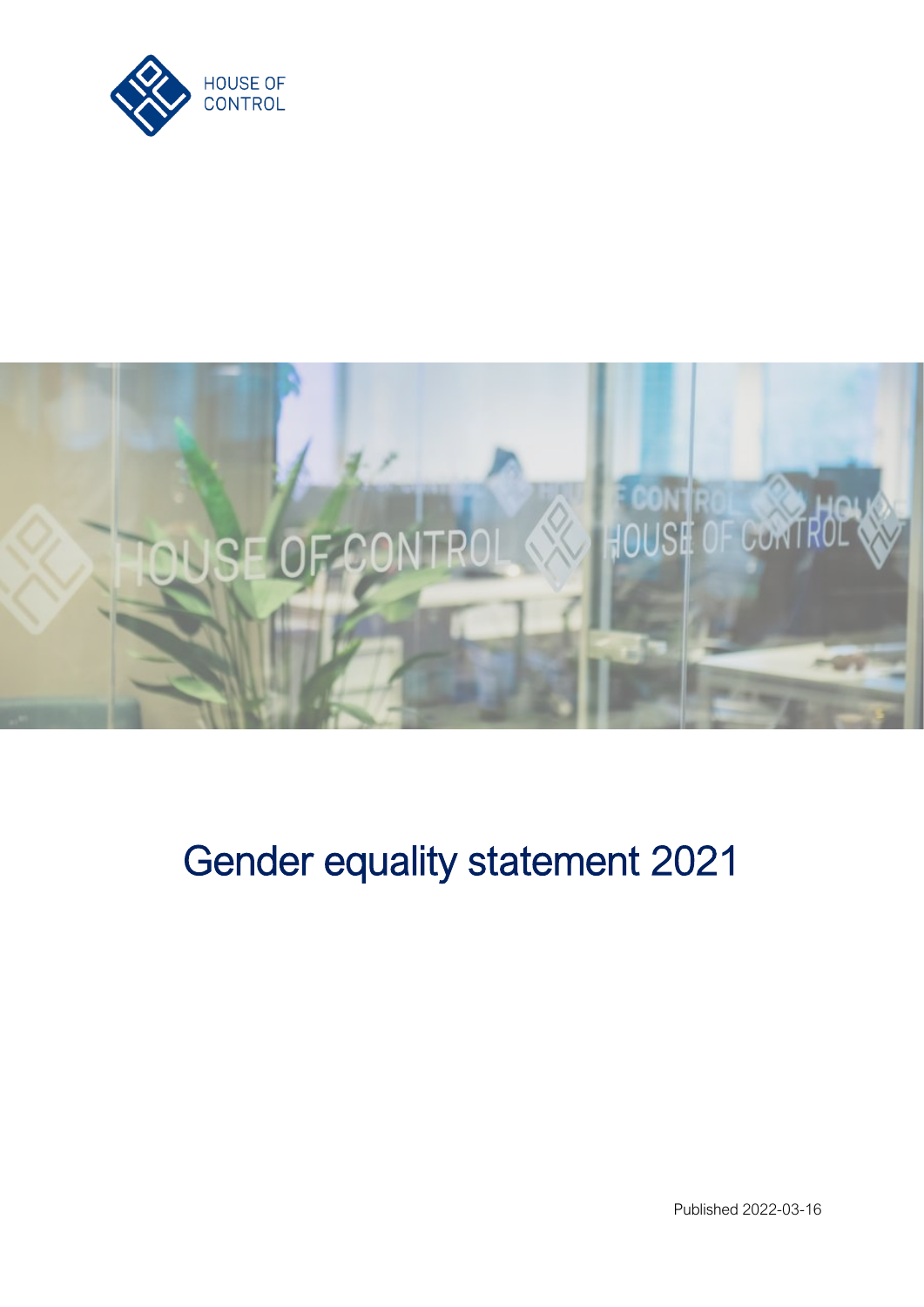# Gender equality statement 2021

Published 2022-03-16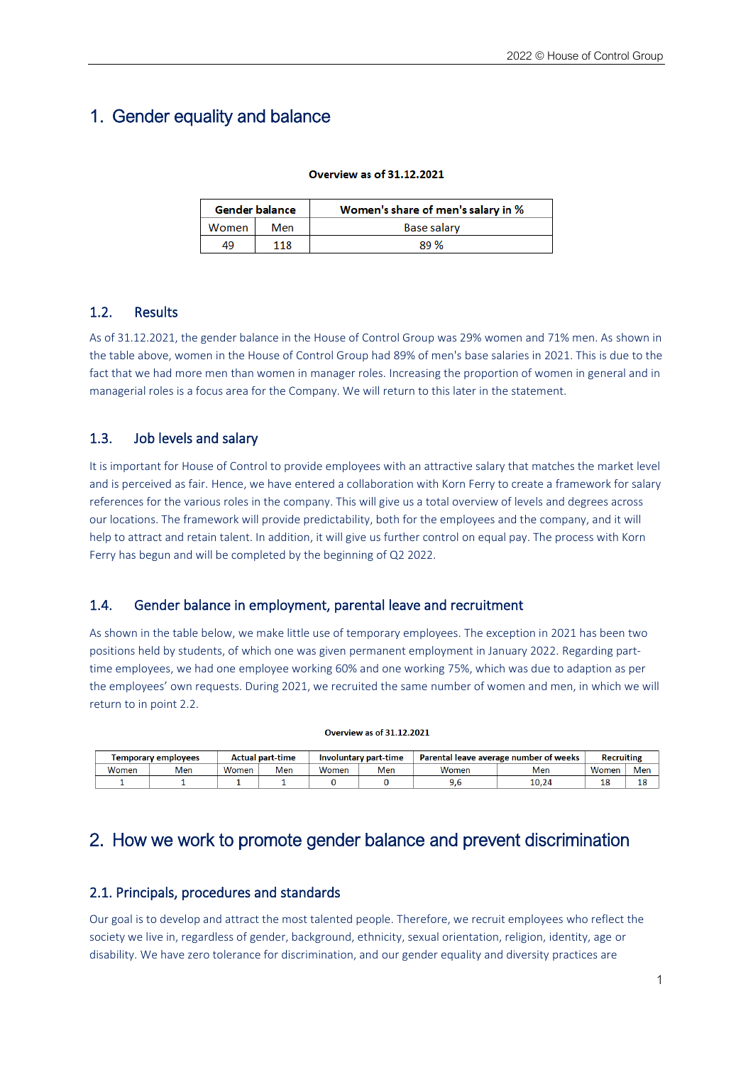# 1. Gender equality and balance

**Overview as of 31.12.2021**

| Gender balance | | Women's share of men's salary in % |
|---|---|---|
| Women | Men | Base salary |
| 49 | 118 | 89 % |

## 1.2. Results

As of 31.12.2021, the gender balance in the House of Control Group was 29% women and 71% men. As shown in the table above, women in the House of Control Group had 89% of men's base salaries in 2021. This is due to the fact that we had more men than women in manager roles. Increasing the proportion of women in general and in managerial roles is a focus area for the Company. We will return to this later in the statement.

## 1.3. Job levels and salary

It is important for House of Control to provide employees with an attractive salary that matches the market level and is perceived as fair. Hence, we have entered a collaboration with Korn Ferry to create a framework for salary references for the various roles in the company. This will give us a total overview of levels and degrees across our locations. The framework will provide predictability, both for the employees and the company, and it will help to attract and retain talent. In addition, it will give us further control on equal pay. The process with Korn Ferry has begun and will be completed by the beginning of Q2 2022.

## 1.4. Gender balance in employment, parental leave and recruitment

As shown in the table below, we make little use of temporary employees. The exception in 2021 has been two positions held by students, of which one was given permanent employment in January 2022. Regarding part-time employees, we had one employee working 60% and one working 75%, which was due to adaption as per the employees' own requests. During 2021, we recruited the same number of women and men, in which we will return to in point 2.2.

**Overview as of 31.12.2021**

| Temporary employees | | Actual part-time | | Involuntary part-time | | Parental leave average number of weeks | | Recruiting | |
|---|---|---|---|---|---|---|---|---|---|
| Women | Men | Women | Men | Women | Men | Women | Men | Women | Men |
| 1 | 1 | 1 | 1 | 0 | 0 | 9,6 | 10,24 | 18 | 18 |

# 2. How we work to promote gender balance and prevent discrimination

## 2.1. Principals, procedures and standards

Our goal is to develop and attract the most talented people. Therefore, we recruit employees who reflect the society we live in, regardless of gender, background, ethnicity, sexual orientation, religion, identity, age or disability. We have zero tolerance for discrimination, and our gender equality and diversity practices are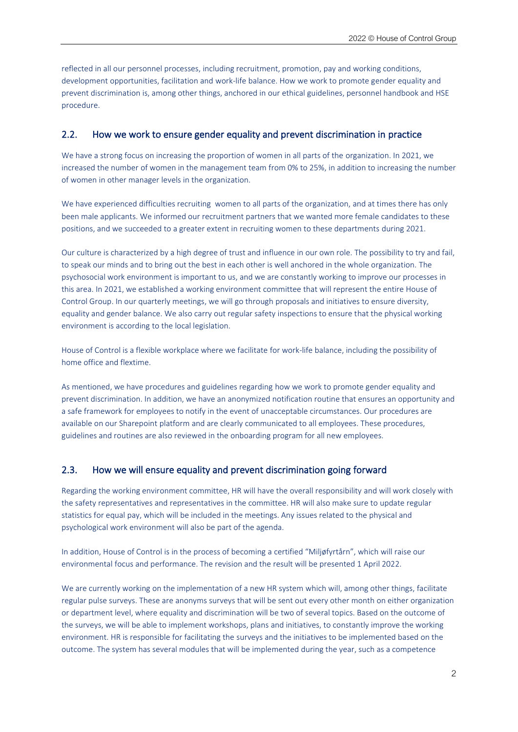reflected in all our personnel processes, including recruitment, promotion, pay and working conditions, development opportunities, facilitation and work-life balance. How we work to promote gender equality and prevent discrimination is, among other things, anchored in our ethical guidelines, personnel handbook and HSE procedure.

## 2.2. How we work to ensure gender equality and prevent discrimination in practice

We have a strong focus on increasing the proportion of women in all parts of the organization. In 2021, we increased the number of women in the management team from 0% to 25%, in addition to increasing the number of women in other manager levels in the organization.

We have experienced difficulties recruiting women to all parts of the organization, and at times there has only been male applicants. We informed our recruitment partners that we wanted more female candidates to these positions, and we succeeded to a greater extent in recruiting women to these departments during 2021.

Our culture is characterized by a high degree of trust and influence in our own role. The possibility to try and fail, to speak our minds and to bring out the best in each other is well anchored in the whole organization. The psychosocial work environment is important to us, and we are constantly working to improve our processes in this area. In 2021, we established a working environment committee that will represent the entire House of Control Group. In our quarterly meetings, we will go through proposals and initiatives to ensure diversity, equality and gender balance. We also carry out regular safety inspections to ensure that the physical working environment is according to the local legislation.

House of Control is a flexible workplace where we facilitate for work-life balance, including the possibility of home office and flextime.

As mentioned, we have procedures and guidelines regarding how we work to promote gender equality and prevent discrimination. In addition, we have an anonymized notification routine that ensures an opportunity and a safe framework for employees to notify in the event of unacceptable circumstances. Our procedures are available on our Sharepoint platform and are clearly communicated to all employees. These procedures, guidelines and routines are also reviewed in the onboarding program for all new employees.

## 2.3. How we will ensure equality and prevent discrimination going forward

Regarding the working environment committee, HR will have the overall responsibility and will work closely with the safety representatives and representatives in the committee. HR will also make sure to update regular statistics for equal pay, which will be included in the meetings. Any issues related to the physical and psychological work environment will also be part of the agenda.

In addition, House of Control is in the process of becoming a certified "Miljøfyrtårn", which will raise our environmental focus and performance. The revision and the result will be presented 1 April 2022.

We are currently working on the implementation of a new HR system which will, among other things, facilitate regular pulse surveys. These are anonyms surveys that will be sent out every other month on either organization or department level, where equality and discrimination will be two of several topics. Based on the outcome of the surveys, we will be able to implement workshops, plans and initiatives, to constantly improve the working environment. HR is responsible for facilitating the surveys and the initiatives to be implemented based on the outcome. The system has several modules that will be implemented during the year, such as a competence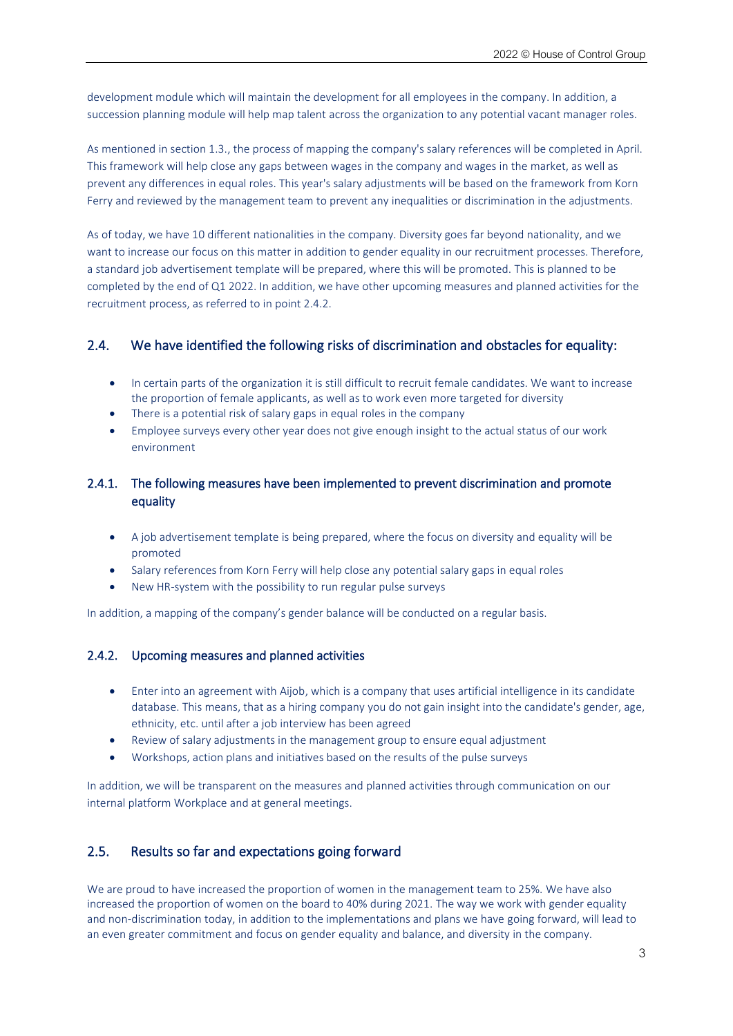development module which will maintain the development for all employees in the company. In addition, a succession planning module will help map talent across the organization to any potential vacant manager roles.

As mentioned in section 1.3., the process of mapping the company's salary references will be completed in April. This framework will help close any gaps between wages in the company and wages in the market, as well as prevent any differences in equal roles. This year's salary adjustments will be based on the framework from Korn Ferry and reviewed by the management team to prevent any inequalities or discrimination in the adjustments.

As of today, we have 10 different nationalities in the company. Diversity goes far beyond nationality, and we want to increase our focus on this matter in addition to gender equality in our recruitment processes. Therefore, a standard job advertisement template will be prepared, where this will be promoted. This is planned to be completed by the end of Q1 2022. In addition, we have other upcoming measures and planned activities for the recruitment process, as referred to in point 2.4.2.

## 2.4. We have identified the following risks of discrimination and obstacles for equality:

- In certain parts of the organization it is still difficult to recruit female candidates. We want to increase the proportion of female applicants, as well as to work even more targeted for diversity
- There is a potential risk of salary gaps in equal roles in the company
- Employee surveys every other year does not give enough insight to the actual status of our work environment

### 2.4.1. The following measures have been implemented to prevent discrimination and promote equality

- A job advertisement template is being prepared, where the focus on diversity and equality will be promoted
- Salary references from Korn Ferry will help close any potential salary gaps in equal roles
- New HR-system with the possibility to run regular pulse surveys

In addition, a mapping of the company's gender balance will be conducted on a regular basis.

### 2.4.2. Upcoming measures and planned activities

- Enter into an agreement with Aijob, which is a company that uses artificial intelligence in its candidate database. This means, that as a hiring company you do not gain insight into the candidate's gender, age, ethnicity, etc. until after a job interview has been agreed
- Review of salary adjustments in the management group to ensure equal adjustment
- Workshops, action plans and initiatives based on the results of the pulse surveys

In addition, we will be transparent on the measures and planned activities through communication on our internal platform Workplace and at general meetings.

## 2.5. Results so far and expectations going forward

We are proud to have increased the proportion of women in the management team to 25%. We have also increased the proportion of women on the board to 40% during 2021. The way we work with gender equality and non-discrimination today, in addition to the implementations and plans we have going forward, will lead to an even greater commitment and focus on gender equality and balance, and diversity in the company.